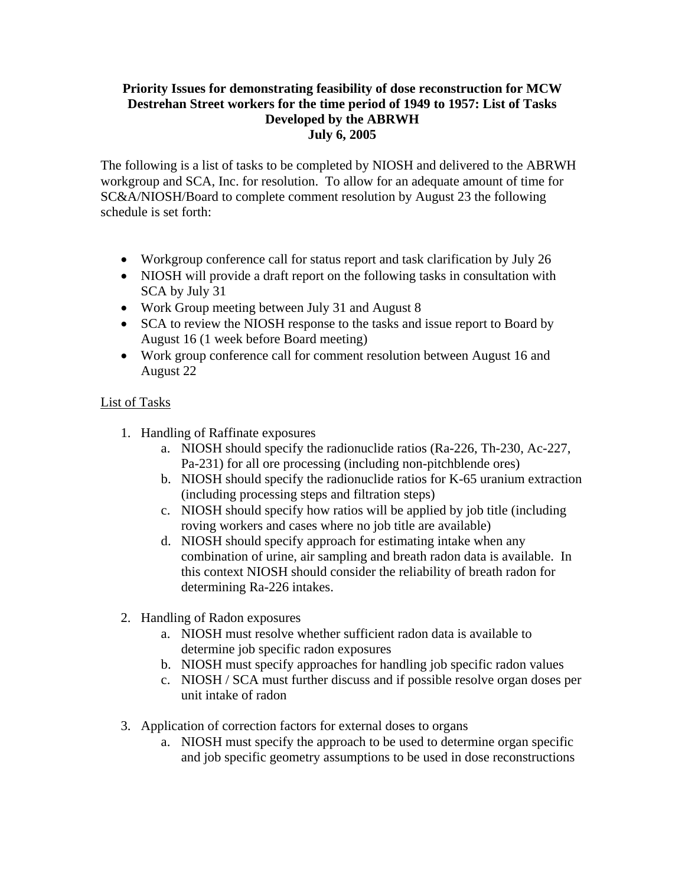**Priority Issues for demonstrating feasibility of dose reconstruction for MCW Destrehan Street workers for the time period of 1949 to 1957: List of Tasks Developed by the ABRWH**
**July 6, 2005**

The following is a list of tasks to be completed by NIOSH and delivered to the ABRWH workgroup and SCA, Inc. for resolution. To allow for an adequate amount of time for SC&A/NIOSH/Board to complete comment resolution by August 23 the following schedule is set forth:

- Workgroup conference call for status report and task clarification by July 26
- NIOSH will provide a draft report on the following tasks in consultation with SCA by July 31
- Work Group meeting between July 31 and August 8
- SCA to review the NIOSH response to the tasks and issue report to Board by August 16 (1 week before Board meeting)
- Work group conference call for comment resolution between August 16 and August 22

List of Tasks

1. Handling of Raffinate exposures
   a. NIOSH should specify the radionuclide ratios (Ra-226, Th-230, Ac-227, Pa-231) for all ore processing (including non-pitchblende ores)
   b. NIOSH should specify the radionuclide ratios for K-65 uranium extraction (including processing steps and filtration steps)
   c. NIOSH should specify how ratios will be applied by job title (including roving workers and cases where no job title are available)
   d. NIOSH should specify approach for estimating intake when any combination of urine, air sampling and breath radon data is available. In this context NIOSH should consider the reliability of breath radon for determining Ra-226 intakes.

2. Handling of Radon exposures
   a. NIOSH must resolve whether sufficient radon data is available to determine job specific radon exposures
   b. NIOSH must specify approaches for handling job specific radon values
   c. NIOSH / SCA must further discuss and if possible resolve organ doses per unit intake of radon

3. Application of correction factors for external doses to organs
   a. NIOSH must specify the approach to be used to determine organ specific and job specific geometry assumptions to be used in dose reconstructions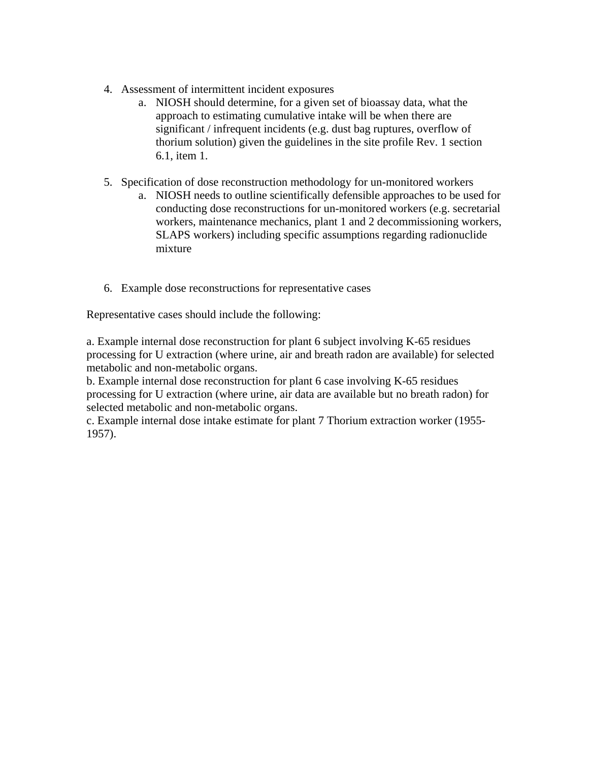4. Assessment of intermittent incident exposures
    a. NIOSH should determine, for a given set of bioassay data, what the approach to estimating cumulative intake will be when there are significant / infrequent incidents (e.g. dust bag ruptures, overflow of thorium solution) given the guidelines in the site profile Rev. 1 section 6.1, item 1.

5. Specification of dose reconstruction methodology for un-monitored workers
    a. NIOSH needs to outline scientifically defensible approaches to be used for conducting dose reconstructions for un-monitored workers (e.g. secretarial workers, maintenance mechanics, plant 1 and 2 decommissioning workers, SLAPS workers) including specific assumptions regarding radionuclide mixture

6. Example dose reconstructions for representative cases

Representative cases should include the following:

a. Example internal dose reconstruction for plant 6 subject involving K-65 residues processing for U extraction (where urine, air and breath radon are available) for selected metabolic and non-metabolic organs.
b. Example internal dose reconstruction for plant 6 case involving K-65 residues processing for U extraction (where urine, air data are available but no breath radon) for selected metabolic and non-metabolic organs.
c. Example internal dose intake estimate for plant 7 Thorium extraction worker (1955-1957).